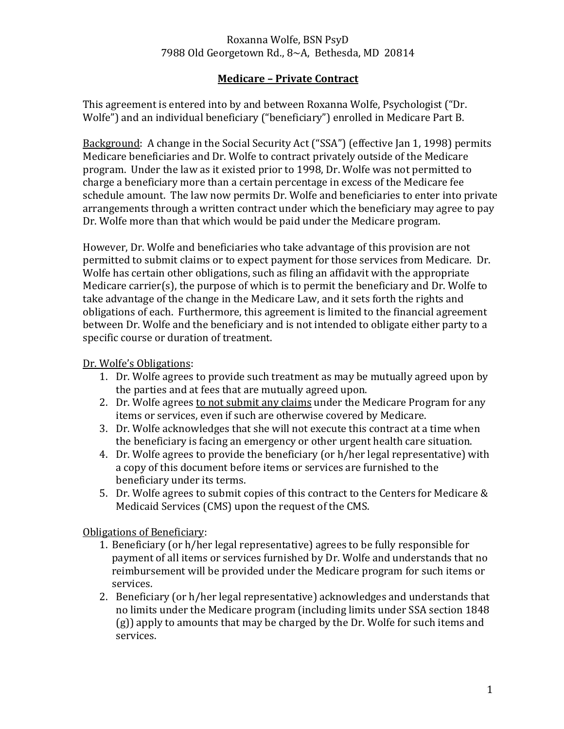Roxanna Wolfe, BSN PsyD
7988 Old Georgetown Rd., 8~A, Bethesda, MD 20814

# Medicare – Private Contract

This agreement is entered into by and between Roxanna Wolfe, Psychologist ("Dr. Wolfe") and an individual beneficiary ("beneficiary") enrolled in Medicare Part B.

<u>Background</u>: A change in the Social Security Act ("SSA") (effective Jan 1, 1998) permits Medicare beneficiaries and Dr. Wolfe to contract privately outside of the Medicare program. Under the law as it existed prior to 1998, Dr. Wolfe was not permitted to charge a beneficiary more than a certain percentage in excess of the Medicare fee schedule amount. The law now permits Dr. Wolfe and beneficiaries to enter into private arrangements through a written contract under which the beneficiary may agree to pay Dr. Wolfe more than that which would be paid under the Medicare program.

However, Dr. Wolfe and beneficiaries who take advantage of this provision are not permitted to submit claims or to expect payment for those services from Medicare. Dr. Wolfe has certain other obligations, such as filing an affidavit with the appropriate Medicare carrier(s), the purpose of which is to permit the beneficiary and Dr. Wolfe to take advantage of the change in the Medicare Law, and it sets forth the rights and obligations of each. Furthermore, this agreement is limited to the financial agreement between Dr. Wolfe and the beneficiary and is not intended to obligate either party to a specific course or duration of treatment.

<u>Dr. Wolfe's Obligations</u>:

1. Dr. Wolfe agrees to provide such treatment as may be mutually agreed upon by the parties and at fees that are mutually agreed upon.
2. Dr. Wolfe agrees <u>to not submit any claims</u> under the Medicare Program for any items or services, even if such are otherwise covered by Medicare.
3. Dr. Wolfe acknowledges that she will not execute this contract at a time when the beneficiary is facing an emergency or other urgent health care situation.
4. Dr. Wolfe agrees to provide the beneficiary (or h/her legal representative) with a copy of this document before items or services are furnished to the beneficiary under its terms.
5. Dr. Wolfe agrees to submit copies of this contract to the Centers for Medicare & Medicaid Services (CMS) upon the request of the CMS.

<u>Obligations of Beneficiary</u>:

1. Beneficiary (or h/her legal representative) agrees to be fully responsible for payment of all items or services furnished by Dr. Wolfe and understands that no reimbursement will be provided under the Medicare program for such items or services.
2. Beneficiary (or h/her legal representative) acknowledges and understands that no limits under the Medicare program (including limits under SSA section 1848 (g)) apply to amounts that may be charged by the Dr. Wolfe for such items and services.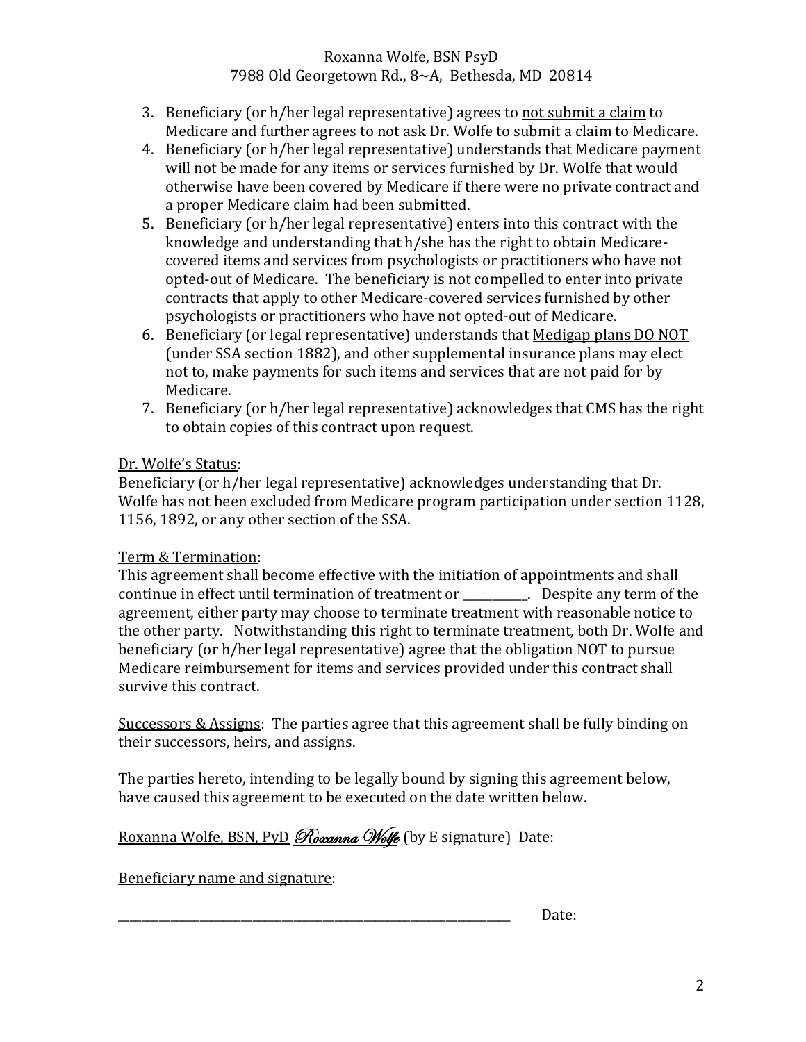3. Beneficiary (or h/her legal representative) agrees to <u>not submit a claim</u> to Medicare and further agrees to not ask Dr. Wolfe to submit a claim to Medicare.
4. Beneficiary (or h/her legal representative) understands that Medicare payment will not be made for any items or services furnished by Dr. Wolfe that would otherwise have been covered by Medicare if there were no private contract and a proper Medicare claim had been submitted.
5. Beneficiary (or h/her legal representative) enters into this contract with the knowledge and understanding that h/she has the right to obtain Medicare-covered items and services from psychologists or practitioners who have not opted-out of Medicare. The beneficiary is not compelled to enter into private contracts that apply to other Medicare-covered services furnished by other psychologists or practitioners who have not opted-out of Medicare.
6. Beneficiary (or legal representative) understands that <u>Medigap plans DO NOT</u> (under SSA section 1882), and other supplemental insurance plans may elect not to, make payments for such items and services that are not paid for by Medicare.
7. Beneficiary (or h/her legal representative) acknowledges that CMS has the right to obtain copies of this contract upon request.

<u>Dr. Wolfe's Status</u>:
Beneficiary (or h/her legal representative) acknowledges understanding that Dr. Wolfe has not been excluded from Medicare program participation under section 1128, 1156, 1892, or any other section of the SSA.

<u>Term & Termination</u>:
This agreement shall become effective with the initiation of appointments and shall continue in effect until termination of treatment or ___________. Despite any term of the agreement, either party may choose to terminate treatment with reasonable notice to the other party. Notwithstanding this right to terminate treatment, both Dr. Wolfe and beneficiary (or h/her legal representative) agree that the obligation NOT to pursue Medicare reimbursement for items and services provided under this contract shall survive this contract.

<u>Successors & Assigns</u>: The parties agree that this agreement shall be fully binding on their successors, heirs, and assigns.

The parties hereto, intending to be legally bound by signing this agreement below, have caused this agreement to be executed on the date written below.

<u>Roxanna Wolfe, BSN, PyD</u> *Roxanna Wolfe* (by E signature) Date:

<u>Beneficiary name and signature</u>:

_____________________________________________________________________ Date: